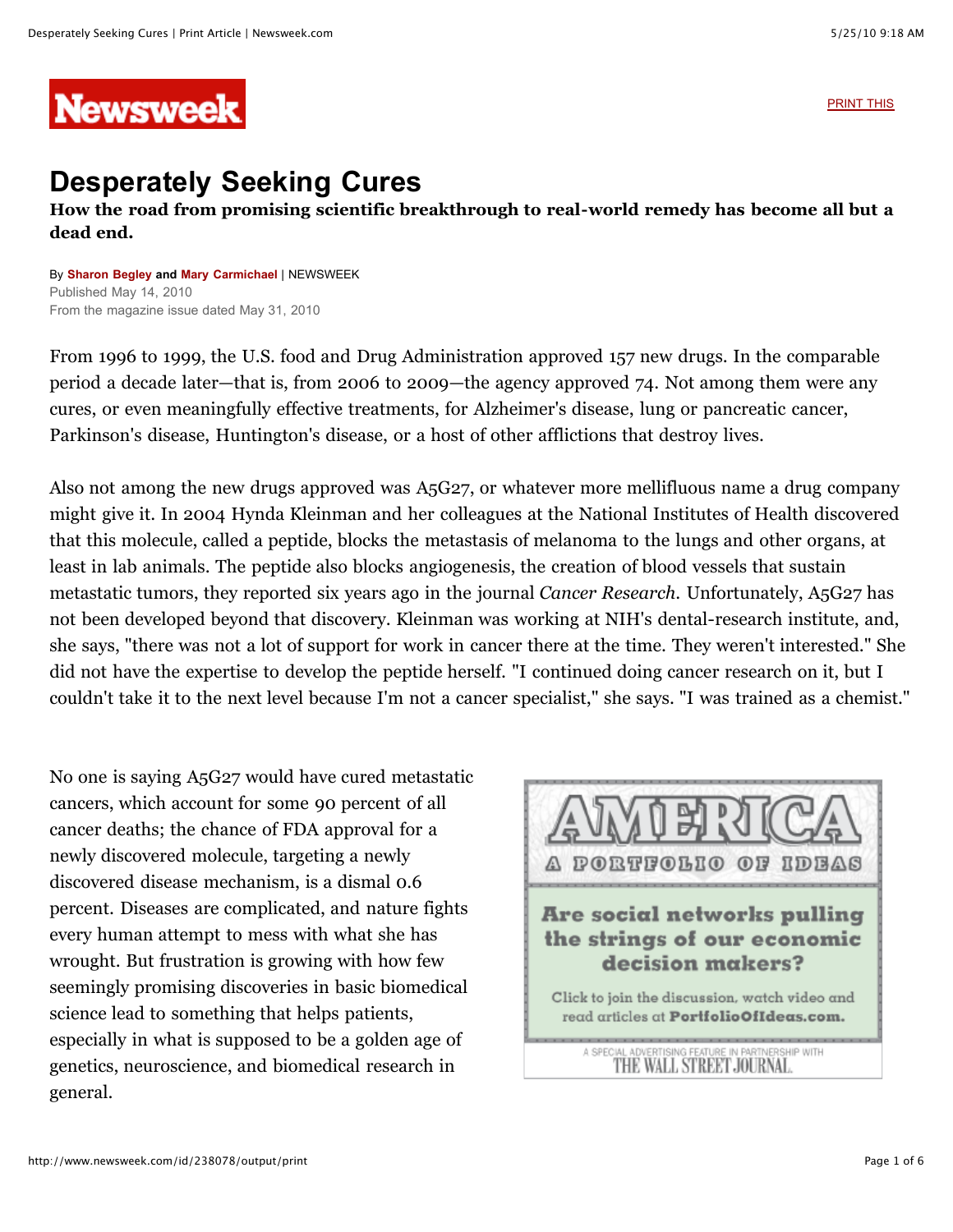# Desperately Seeking Cures

**How the road from promising scientific breakthrough to real-world remedy has become all but a dead end.**

By **Sharon Begley** and **Mary Carmichael** | NEWSWEEK
Published May 14, 2010
From the magazine issue dated May 31, 2010

From 1996 to 1999, the U.S. food and Drug Administration approved 157 new drugs. In the comparable period a decade later—that is, from 2006 to 2009—the agency approved 74. Not among them were any cures, or even meaningfully effective treatments, for Alzheimer's disease, lung or pancreatic cancer, Parkinson's disease, Huntington's disease, or a host of other afflictions that destroy lives.

Also not among the new drugs approved was A5G27, or whatever more mellifluous name a drug company might give it. In 2004 Hynda Kleinman and her colleagues at the National Institutes of Health discovered that this molecule, called a peptide, blocks the metastasis of melanoma to the lungs and other organs, at least in lab animals. The peptide also blocks angiogenesis, the creation of blood vessels that sustain metastatic tumors, they reported six years ago in the journal *Cancer Research*. Unfortunately, A5G27 has not been developed beyond that discovery. Kleinman was working at NIH's dental-research institute, and, she says, "there was not a lot of support for work in cancer there at the time. They weren't interested." She did not have the expertise to develop the peptide herself. "I continued doing cancer research on it, but I couldn't take it to the next level because I'm not a cancer specialist," she says. "I was trained as a chemist."

No one is saying A5G27 would have cured metastatic cancers, which account for some 90 percent of all cancer deaths; the chance of FDA approval for a newly discovered molecule, targeting a newly discovered disease mechanism, is a dismal 0.6 percent. Diseases are complicated, and nature fights every human attempt to mess with what she has wrought. But frustration is growing with how few seemingly promising discoveries in basic biomedical science lead to something that helps patients, especially in what is supposed to be a golden age of genetics, neuroscience, and biomedical research in general.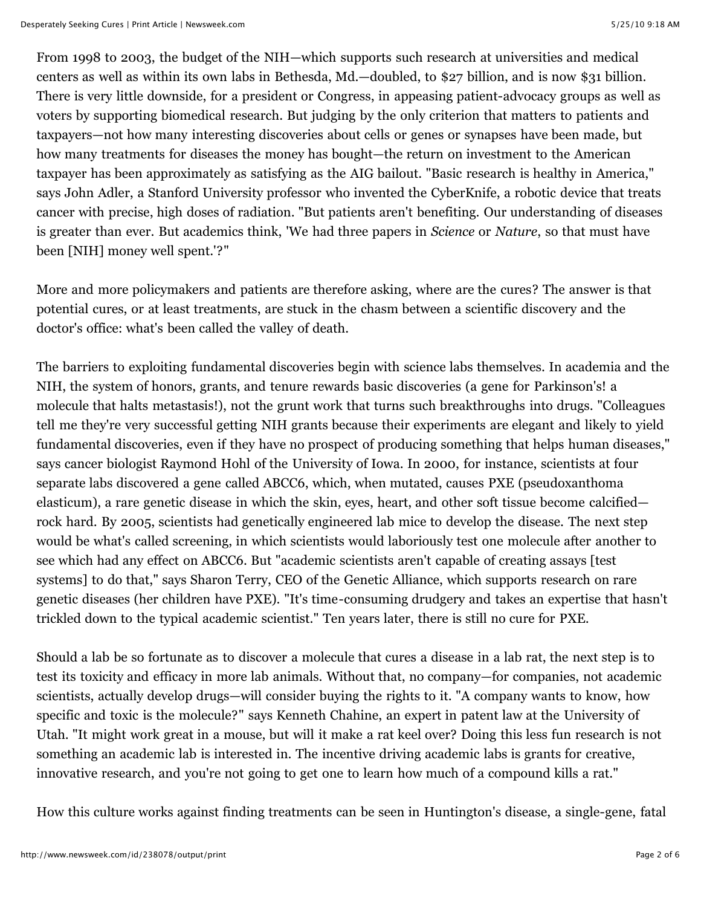From 1998 to 2003, the budget of the NIH—which supports such research at universities and medical centers as well as within its own labs in Bethesda, Md.—doubled, to $27 billion, and is now $31 billion. There is very little downside, for a president or Congress, in appeasing patient-advocacy groups as well as voters by supporting biomedical research. But judging by the only criterion that matters to patients and taxpayers—not how many interesting discoveries about cells or genes or synapses have been made, but how many treatments for diseases the money has bought—the return on investment to the American taxpayer has been approximately as satisfying as the AIG bailout. "Basic research is healthy in America," says John Adler, a Stanford University professor who invented the CyberKnife, a robotic device that treats cancer with precise, high doses of radiation. "But patients aren't benefiting. Our understanding of diseases is greater than ever. But academics think, 'We had three papers in *Science* or *Nature*, so that must have been [NIH] money well spent.'?"

More and more policymakers and patients are therefore asking, where are the cures? The answer is that potential cures, or at least treatments, are stuck in the chasm between a scientific discovery and the doctor's office: what's been called the valley of death.

The barriers to exploiting fundamental discoveries begin with science labs themselves. In academia and the NIH, the system of honors, grants, and tenure rewards basic discoveries (a gene for Parkinson's! a molecule that halts metastasis!), not the grunt work that turns such breakthroughs into drugs. "Colleagues tell me they're very successful getting NIH grants because their experiments are elegant and likely to yield fundamental discoveries, even if they have no prospect of producing something that helps human diseases," says cancer biologist Raymond Hohl of the University of Iowa. In 2000, for instance, scientists at four separate labs discovered a gene called ABCC6, which, when mutated, causes PXE (pseudoxanthoma elasticum), a rare genetic disease in which the skin, eyes, heart, and other soft tissue become calcified—rock hard. By 2005, scientists had genetically engineered lab mice to develop the disease. The next step would be what's called screening, in which scientists would laboriously test one molecule after another to see which had any effect on ABCC6. But "academic scientists aren't capable of creating assays [test systems] to do that," says Sharon Terry, CEO of the Genetic Alliance, which supports research on rare genetic diseases (her children have PXE). "It's time-consuming drudgery and takes an expertise that hasn't trickled down to the typical academic scientist." Ten years later, there is still no cure for PXE.

Should a lab be so fortunate as to discover a molecule that cures a disease in a lab rat, the next step is to test its toxicity and efficacy in more lab animals. Without that, no company—for companies, not academic scientists, actually develop drugs—will consider buying the rights to it. "A company wants to know, how specific and toxic is the molecule?" says Kenneth Chahine, an expert in patent law at the University of Utah. "It might work great in a mouse, but will it make a rat keel over? Doing this less fun research is not something an academic lab is interested in. The incentive driving academic labs is grants for creative, innovative research, and you're not going to get one to learn how much of a compound kills a rat."

How this culture works against finding treatments can be seen in Huntington's disease, a single-gene, fatal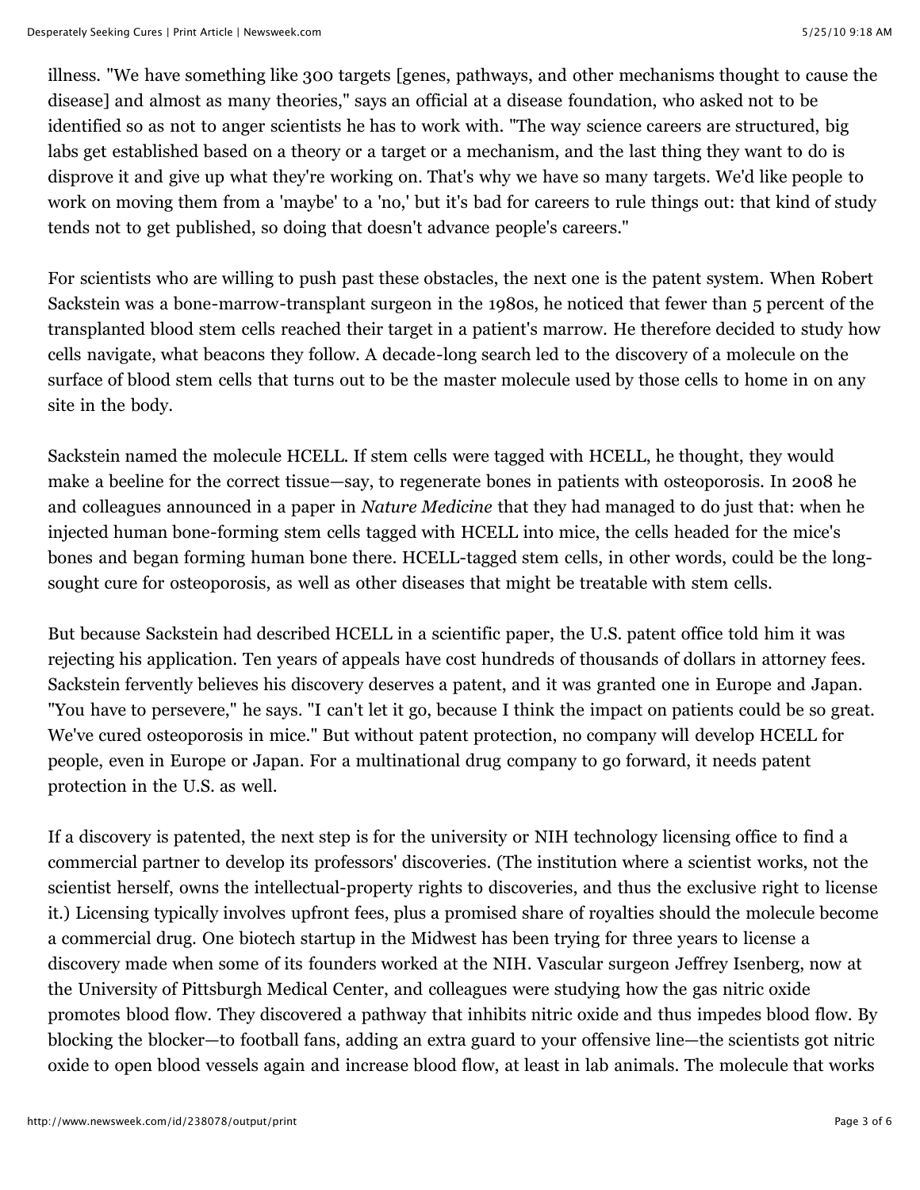illness. "We have something like 300 targets [genes, pathways, and other mechanisms thought to cause the disease] and almost as many theories," says an official at a disease foundation, who asked not to be identified so as not to anger scientists he has to work with. "The way science careers are structured, big labs get established based on a theory or a target or a mechanism, and the last thing they want to do is disprove it and give up what they're working on. That's why we have so many targets. We'd like people to work on moving them from a 'maybe' to a 'no,' but it's bad for careers to rule things out: that kind of study tends not to get published, so doing that doesn't advance people's careers."

For scientists who are willing to push past these obstacles, the next one is the patent system. When Robert Sackstein was a bone-marrow-transplant surgeon in the 1980s, he noticed that fewer than 5 percent of the transplanted blood stem cells reached their target in a patient's marrow. He therefore decided to study how cells navigate, what beacons they follow. A decade-long search led to the discovery of a molecule on the surface of blood stem cells that turns out to be the master molecule used by those cells to home in on any site in the body.

Sackstein named the molecule HCELL. If stem cells were tagged with HCELL, he thought, they would make a beeline for the correct tissue—say, to regenerate bones in patients with osteoporosis. In 2008 he and colleagues announced in a paper in *Nature Medicine* that they had managed to do just that: when he injected human bone-forming stem cells tagged with HCELL into mice, the cells headed for the mice's bones and began forming human bone there. HCELL-tagged stem cells, in other words, could be the long-sought cure for osteoporosis, as well as other diseases that might be treatable with stem cells.

But because Sackstein had described HCELL in a scientific paper, the U.S. patent office told him it was rejecting his application. Ten years of appeals have cost hundreds of thousands of dollars in attorney fees. Sackstein fervently believes his discovery deserves a patent, and it was granted one in Europe and Japan. "You have to persevere," he says. "I can't let it go, because I think the impact on patients could be so great. We've cured osteoporosis in mice." But without patent protection, no company will develop HCELL for people, even in Europe or Japan. For a multinational drug company to go forward, it needs patent protection in the U.S. as well.

If a discovery is patented, the next step is for the university or NIH technology licensing office to find a commercial partner to develop its professors' discoveries. (The institution where a scientist works, not the scientist herself, owns the intellectual-property rights to discoveries, and thus the exclusive right to license it.) Licensing typically involves upfront fees, plus a promised share of royalties should the molecule become a commercial drug. One biotech startup in the Midwest has been trying for three years to license a discovery made when some of its founders worked at the NIH. Vascular surgeon Jeffrey Isenberg, now at the University of Pittsburgh Medical Center, and colleagues were studying how the gas nitric oxide promotes blood flow. They discovered a pathway that inhibits nitric oxide and thus impedes blood flow. By blocking the blocker—to football fans, adding an extra guard to your offensive line—the scientists got nitric oxide to open blood vessels again and increase blood flow, at least in lab animals. The molecule that works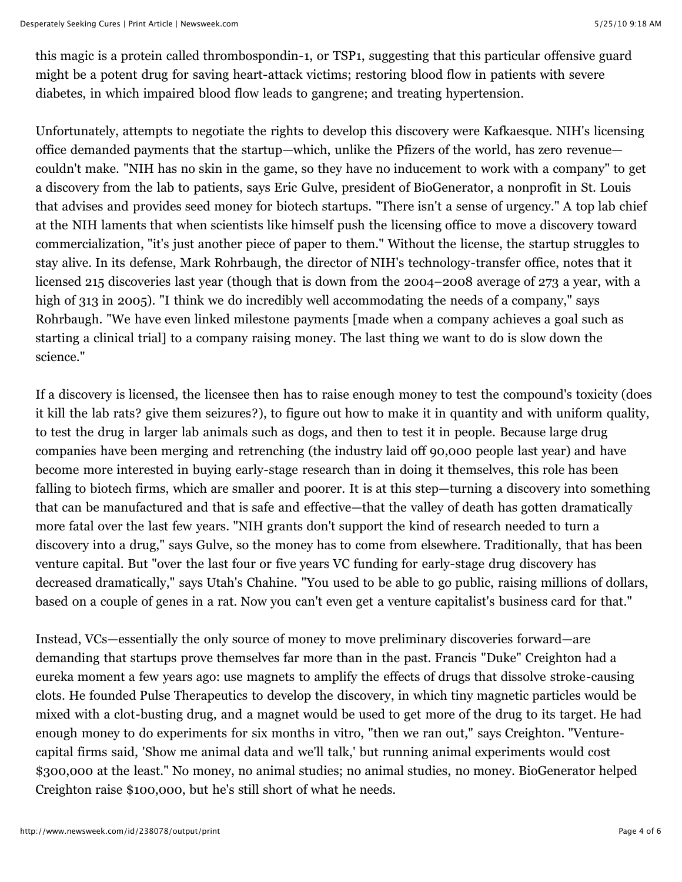this magic is a protein called thrombospondin-1, or TSP1, suggesting that this particular offensive guard might be a potent drug for saving heart-attack victims; restoring blood flow in patients with severe diabetes, in which impaired blood flow leads to gangrene; and treating hypertension.

Unfortunately, attempts to negotiate the rights to develop this discovery were Kafkaesque. NIH's licensing office demanded payments that the startup—which, unlike the Pfizers of the world, has zero revenue—couldn't make. "NIH has no skin in the game, so they have no inducement to work with a company" to get a discovery from the lab to patients, says Eric Gulve, president of BioGenerator, a nonprofit in St. Louis that advises and provides seed money for biotech startups. "There isn't a sense of urgency." A top lab chief at the NIH laments that when scientists like himself push the licensing office to move a discovery toward commercialization, "it's just another piece of paper to them." Without the license, the startup struggles to stay alive. In its defense, Mark Rohrbaugh, the director of NIH's technology-transfer office, notes that it licensed 215 discoveries last year (though that is down from the 2004–2008 average of 273 a year, with a high of 313 in 2005). "I think we do incredibly well accommodating the needs of a company," says Rohrbaugh. "We have even linked milestone payments [made when a company achieves a goal such as starting a clinical trial] to a company raising money. The last thing we want to do is slow down the science."

If a discovery is licensed, the licensee then has to raise enough money to test the compound's toxicity (does it kill the lab rats? give them seizures?), to figure out how to make it in quantity and with uniform quality, to test the drug in larger lab animals such as dogs, and then to test it in people. Because large drug companies have been merging and retrenching (the industry laid off 90,000 people last year) and have become more interested in buying early-stage research than in doing it themselves, this role has been falling to biotech firms, which are smaller and poorer. It is at this step—turning a discovery into something that can be manufactured and that is safe and effective—that the valley of death has gotten dramatically more fatal over the last few years. "NIH grants don't support the kind of research needed to turn a discovery into a drug," says Gulve, so the money has to come from elsewhere. Traditionally, that has been venture capital. But "over the last four or five years VC funding for early-stage drug discovery has decreased dramatically," says Utah's Chahine. "You used to be able to go public, raising millions of dollars, based on a couple of genes in a rat. Now you can't even get a venture capitalist's business card for that."

Instead, VCs—essentially the only source of money to move preliminary discoveries forward—are demanding that startups prove themselves far more than in the past. Francis "Duke" Creighton had a eureka moment a few years ago: use magnets to amplify the effects of drugs that dissolve stroke-causing clots. He founded Pulse Therapeutics to develop the discovery, in which tiny magnetic particles would be mixed with a clot-busting drug, and a magnet would be used to get more of the drug to its target. He had enough money to do experiments for six months in vitro, "then we ran out," says Creighton. "Venture-capital firms said, 'Show me animal data and we'll talk,' but running animal experiments would cost $300,000 at the least." No money, no animal studies; no animal studies, no money. BioGenerator helped Creighton raise $100,000, but he's still short of what he needs.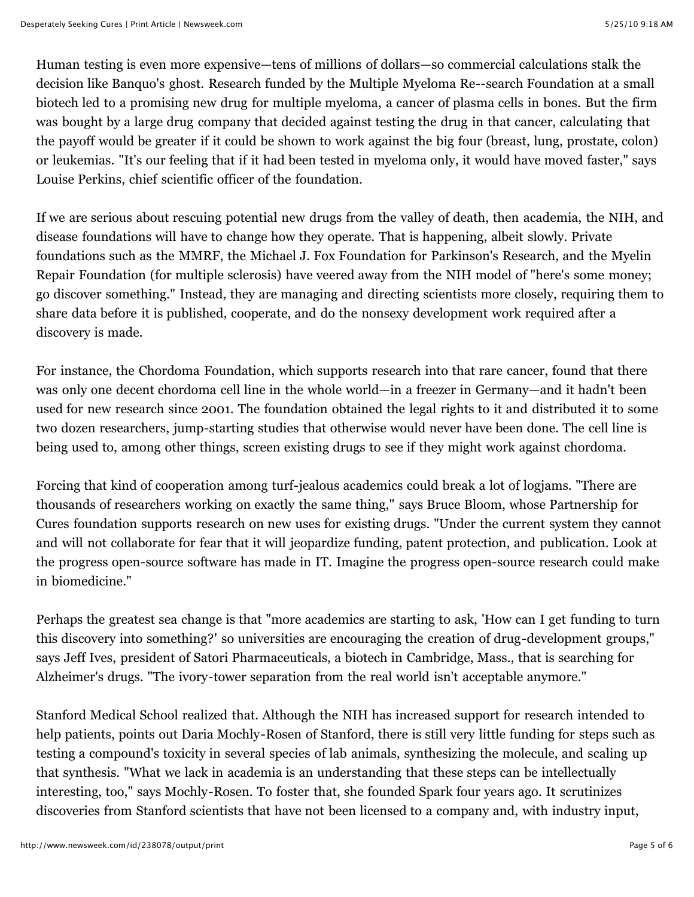Human testing is even more expensive—tens of millions of dollars—so commercial calculations stalk the decision like Banquo's ghost. Research funded by the Multiple Myeloma Re--search Foundation at a small biotech led to a promising new drug for multiple myeloma, a cancer of plasma cells in bones. But the firm was bought by a large drug company that decided against testing the drug in that cancer, calculating that the payoff would be greater if it could be shown to work against the big four (breast, lung, prostate, colon) or leukemias. "It's our feeling that if it had been tested in myeloma only, it would have moved faster," says Louise Perkins, chief scientific officer of the foundation.

If we are serious about rescuing potential new drugs from the valley of death, then academia, the NIH, and disease foundations will have to change how they operate. That is happening, albeit slowly. Private foundations such as the MMRF, the Michael J. Fox Foundation for Parkinson's Research, and the Myelin Repair Foundation (for multiple sclerosis) have veered away from the NIH model of "here's some money; go discover something." Instead, they are managing and directing scientists more closely, requiring them to share data before it is published, cooperate, and do the nonsexy development work required after a discovery is made.

For instance, the Chordoma Foundation, which supports research into that rare cancer, found that there was only one decent chordoma cell line in the whole world—in a freezer in Germany—and it hadn't been used for new research since 2001. The foundation obtained the legal rights to it and distributed it to some two dozen researchers, jump-starting studies that otherwise would never have been done. The cell line is being used to, among other things, screen existing drugs to see if they might work against chordoma.

Forcing that kind of cooperation among turf-jealous academics could break a lot of logjams. "There are thousands of researchers working on exactly the same thing," says Bruce Bloom, whose Partnership for Cures foundation supports research on new uses for existing drugs. "Under the current system they cannot and will not collaborate for fear that it will jeopardize funding, patent protection, and publication. Look at the progress open-source software has made in IT. Imagine the progress open-source research could make in biomedicine."

Perhaps the greatest sea change is that "more academics are starting to ask, 'How can I get funding to turn this discovery into something?' so universities are encouraging the creation of drug-development groups," says Jeff Ives, president of Satori Pharmaceuticals, a biotech in Cambridge, Mass., that is searching for Alzheimer's drugs. "The ivory-tower separation from the real world isn't acceptable anymore."

Stanford Medical School realized that. Although the NIH has increased support for research intended to help patients, points out Daria Mochly-Rosen of Stanford, there is still very little funding for steps such as testing a compound's toxicity in several species of lab animals, synthesizing the molecule, and scaling up that synthesis. "What we lack in academia is an understanding that these steps can be intellectually interesting, too," says Mochly-Rosen. To foster that, she founded Spark four years ago. It scrutinizes discoveries from Stanford scientists that have not been licensed to a company and, with industry input,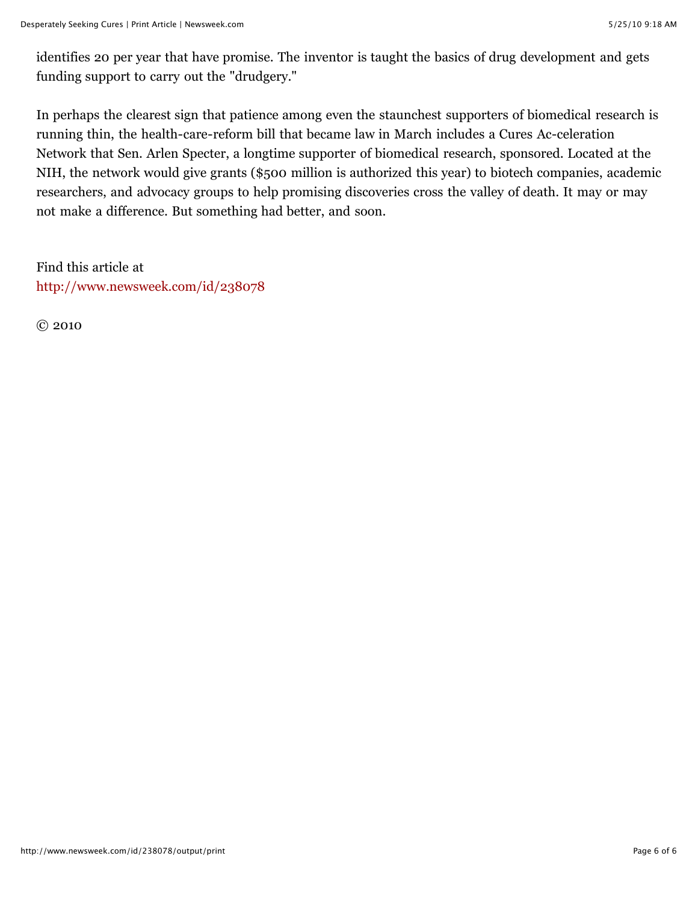identifies 20 per year that have promise. The inventor is taught the basics of drug development and gets funding support to carry out the "drudgery."

In perhaps the clearest sign that patience among even the staunchest supporters of biomedical research is running thin, the health-care-reform bill that became law in March includes a Cures Ac-celeration Network that Sen. Arlen Specter, a longtime supporter of biomedical research, sponsored. Located at the NIH, the network would give grants ($500 million is authorized this year) to biotech companies, academic researchers, and advocacy groups to help promising discoveries cross the valley of death. It may or may not make a difference. But something had better, and soon.

Find this article at
http://www.newsweek.com/id/238078

© 2010